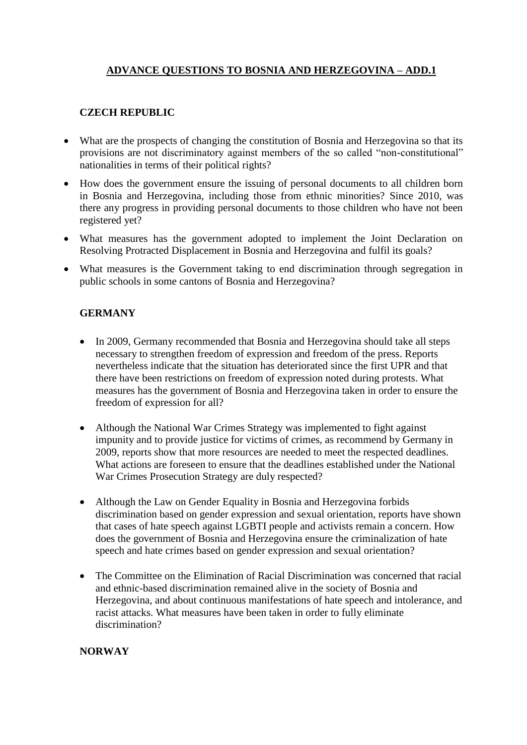# ADVANCE QUESTIONS TO BOSNIA AND HERZEGOVINA – ADD.1

## CZECH REPUBLIC

- What are the prospects of changing the constitution of Bosnia and Herzegovina so that its provisions are not discriminatory against members of the so called "non-constitutional" nationalities in terms of their political rights?
- How does the government ensure the issuing of personal documents to all children born in Bosnia and Herzegovina, including those from ethnic minorities? Since 2010, was there any progress in providing personal documents to those children who have not been registered yet?
- What measures has the government adopted to implement the Joint Declaration on Resolving Protracted Displacement in Bosnia and Herzegovina and fulfil its goals?
- What measures is the Government taking to end discrimination through segregation in public schools in some cantons of Bosnia and Herzegovina?

## GERMANY

- In 2009, Germany recommended that Bosnia and Herzegovina should take all steps necessary to strengthen freedom of expression and freedom of the press. Reports nevertheless indicate that the situation has deteriorated since the first UPR and that there have been restrictions on freedom of expression noted during protests. What measures has the government of Bosnia and Herzegovina taken in order to ensure the freedom of expression for all?
- Although the National War Crimes Strategy was implemented to fight against impunity and to provide justice for victims of crimes, as recommend by Germany in 2009, reports show that more resources are needed to meet the respected deadlines. What actions are foreseen to ensure that the deadlines established under the National War Crimes Prosecution Strategy are duly respected?
- Although the Law on Gender Equality in Bosnia and Herzegovina forbids discrimination based on gender expression and sexual orientation, reports have shown that cases of hate speech against LGBTI people and activists remain a concern. How does the government of Bosnia and Herzegovina ensure the criminalization of hate speech and hate crimes based on gender expression and sexual orientation?
- The Committee on the Elimination of Racial Discrimination was concerned that racial and ethnic-based discrimination remained alive in the society of Bosnia and Herzegovina, and about continuous manifestations of hate speech and intolerance, and racist attacks. What measures have been taken in order to fully eliminate discrimination?

## NORWAY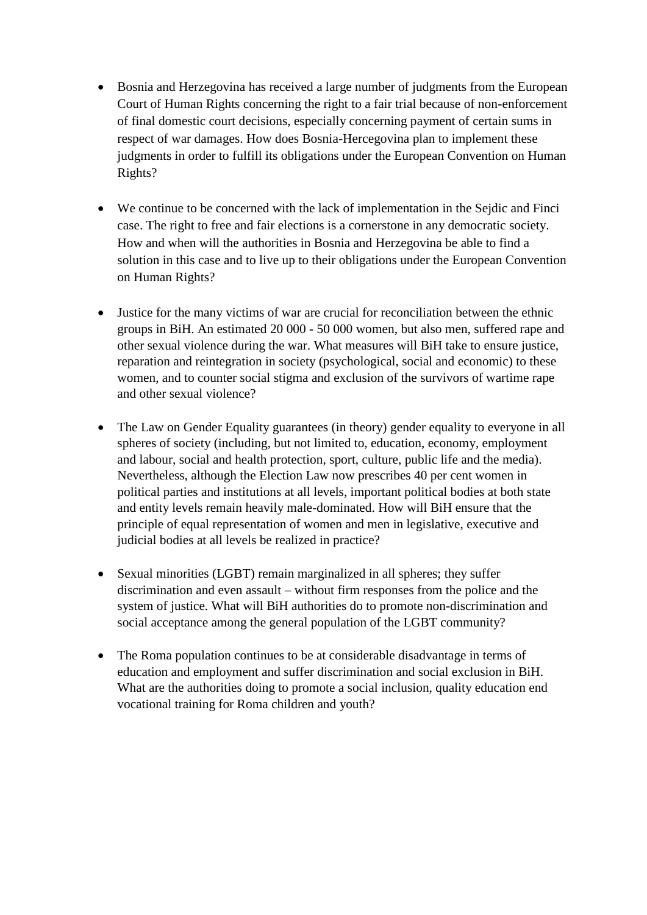- Bosnia and Herzegovina has received a large number of judgments from the European Court of Human Rights concerning the right to a fair trial because of non-enforcement of final domestic court decisions, especially concerning payment of certain sums in respect of war damages. How does Bosnia-Hercegovina plan to implement these judgments in order to fulfill its obligations under the European Convention on Human Rights?

- We continue to be concerned with the lack of implementation in the Sejdic and Finci case. The right to free and fair elections is a cornerstone in any democratic society. How and when will the authorities in Bosnia and Herzegovina be able to find a solution in this case and to live up to their obligations under the European Convention on Human Rights?

- Justice for the many victims of war are crucial for reconciliation between the ethnic groups in BiH. An estimated 20 000 - 50 000 women, but also men, suffered rape and other sexual violence during the war. What measures will BiH take to ensure justice, reparation and reintegration in society (psychological, social and economic) to these women, and to counter social stigma and exclusion of the survivors of wartime rape and other sexual violence?

- The Law on Gender Equality guarantees (in theory) gender equality to everyone in all spheres of society (including, but not limited to, education, economy, employment and labour, social and health protection, sport, culture, public life and the media). Nevertheless, although the Election Law now prescribes 40 per cent women in political parties and institutions at all levels, important political bodies at both state and entity levels remain heavily male-dominated. How will BiH ensure that the principle of equal representation of women and men in legislative, executive and judicial bodies at all levels be realized in practice?

- Sexual minorities (LGBT) remain marginalized in all spheres; they suffer discrimination and even assault – without firm responses from the police and the system of justice. What will BiH authorities do to promote non-discrimination and social acceptance among the general population of the LGBT community?

- The Roma population continues to be at considerable disadvantage in terms of education and employment and suffer discrimination and social exclusion in BiH. What are the authorities doing to promote a social inclusion, quality education end vocational training for Roma children and youth?